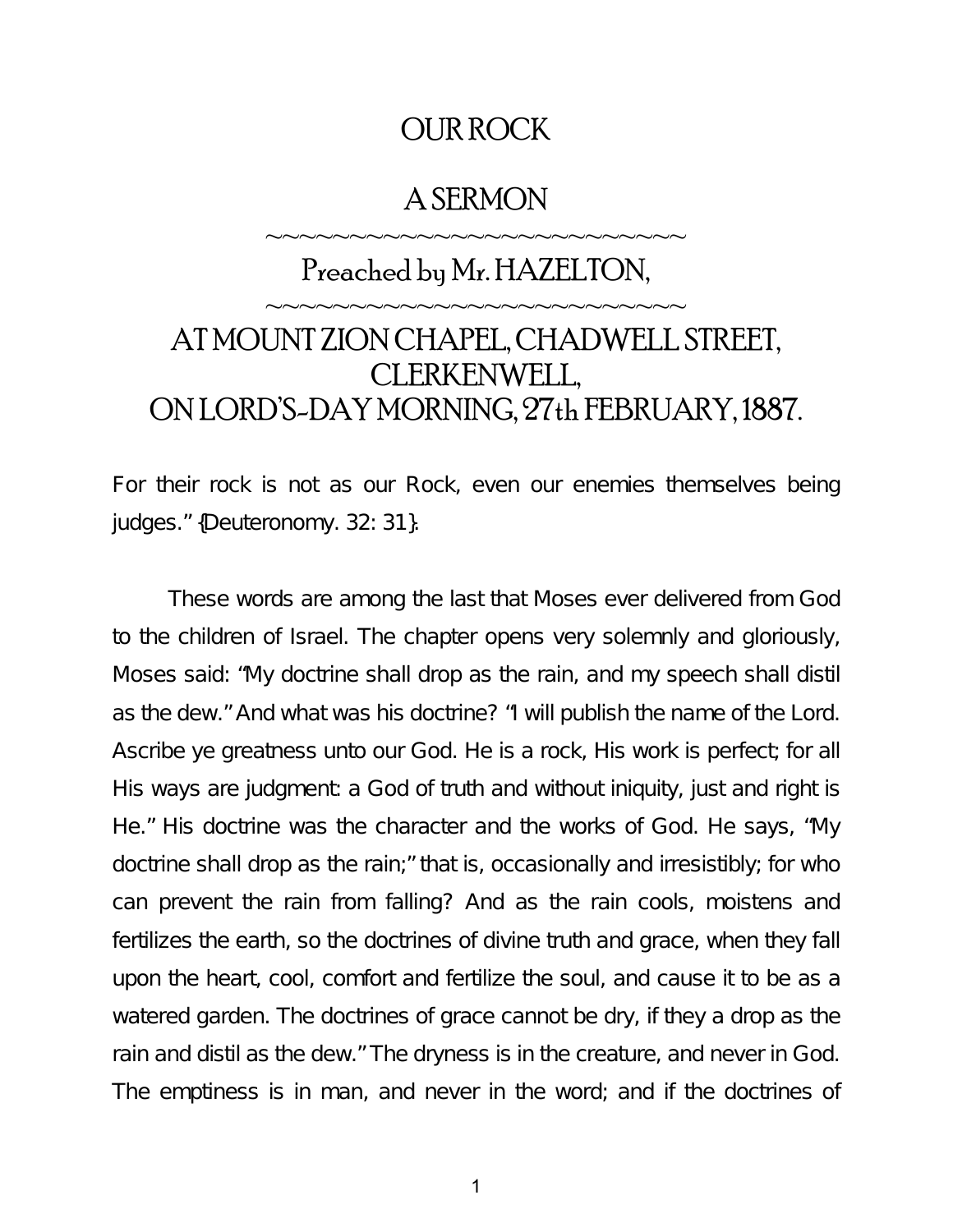# OUR ROCK

## A SERMON

~~~~~~~~~~~~~~~~~~~~~~~~~~

## Preached by Mr. HAZELTON,

~~~~~~~~~~~~~~~~~~~~~~~~~~

## AT MOUNT ZION CHAPEL, CHADWELL STREET, CLERKENWELL, ON LORD'S-DAY MORNING, 27th FEBRUARY, 1887.

For their rock is not as our Rock, even our enemies themselves being judges." {Deuteronomy. 32: 31}.

These words are among the last that Moses ever delivered from God to the children of Israel. The chapter opens very solemnly and gloriously, Moses said: "My doctrine shall drop as the rain, and my speech shall distil as the dew." And what was his doctrine? "I will publish the name of the Lord. Ascribe ye greatness unto our God. He is a rock, His work is perfect; for all His ways are judgment: a God of truth and without iniquity, just and right is He." His doctrine was the character and the works of God. He says, "My doctrine shall drop as the rain;" that is, occasionally and irresistibly; for who can prevent the rain from falling? And as the rain cools, moistens and fertilizes the earth, so the doctrines of divine truth and grace, when they fall upon the heart, cool, comfort and fertilize the soul, and cause it to be as a watered garden. The doctrines of grace cannot be dry, if they a drop as the rain and distil as the dew." The dryness is in the creature, and never in God. The emptiness is in man, and never in the word; and if the doctrines of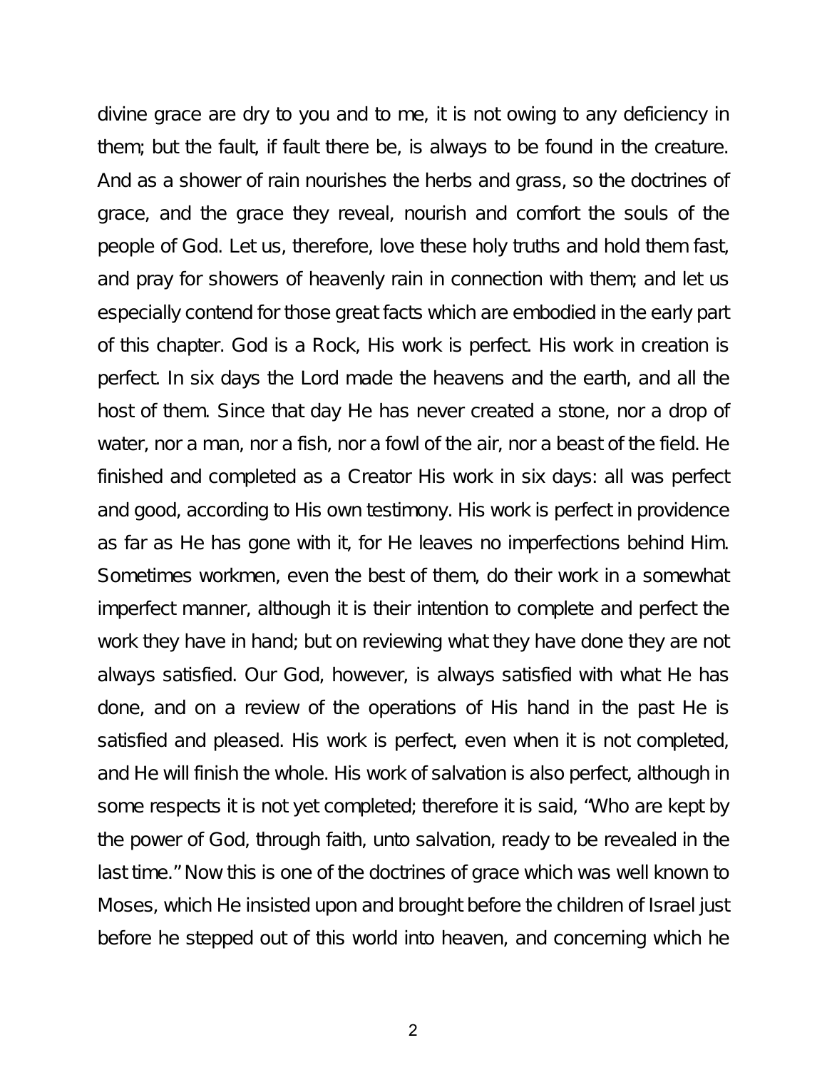divine grace are dry to you and to me, it is not owing to any deficiency in them; but the fault, if fault there be, is always to be found in the creature. And as a shower of rain nourishes the herbs and grass, so the doctrines of grace, and the grace they reveal, nourish and comfort the souls of the people of God. Let us, therefore, love these holy truths and hold them fast, and pray for showers of heavenly rain in connection with them; and let us especially contend for those great facts which are embodied in the early part of this chapter. God is a Rock, His work is perfect. His work in creation is perfect. In six days the Lord made the heavens and the earth, and all the host of them. Since that day He has never created a stone, nor a drop of water, nor a man, nor a fish, nor a fowl of the air, nor a beast of the field. He finished and completed as a Creator His work in six days: all was perfect and good, according to His own testimony. His work is perfect in providence as far as He has gone with it, for He leaves no imperfections behind Him. Sometimes workmen, even the best of them, do their work in a somewhat imperfect manner, although it is their intention to complete and perfect the work they have in hand; but on reviewing what they have done they are not always satisfied. Our God, however, is always satisfied with what He has done, and on a review of the operations of His hand in the past He is satisfied and pleased. His work is perfect, even when it is not completed, and He will finish the whole. His work of salvation is also perfect, although in some respects it is not yet completed; therefore it is said, "Who are kept by the power of God, through faith, unto salvation, ready to be revealed in the last time." Now this is one of the doctrines of grace which was well known to Moses, which He insisted upon and brought before the children of Israel just before he stepped out of this world into heaven, and concerning which he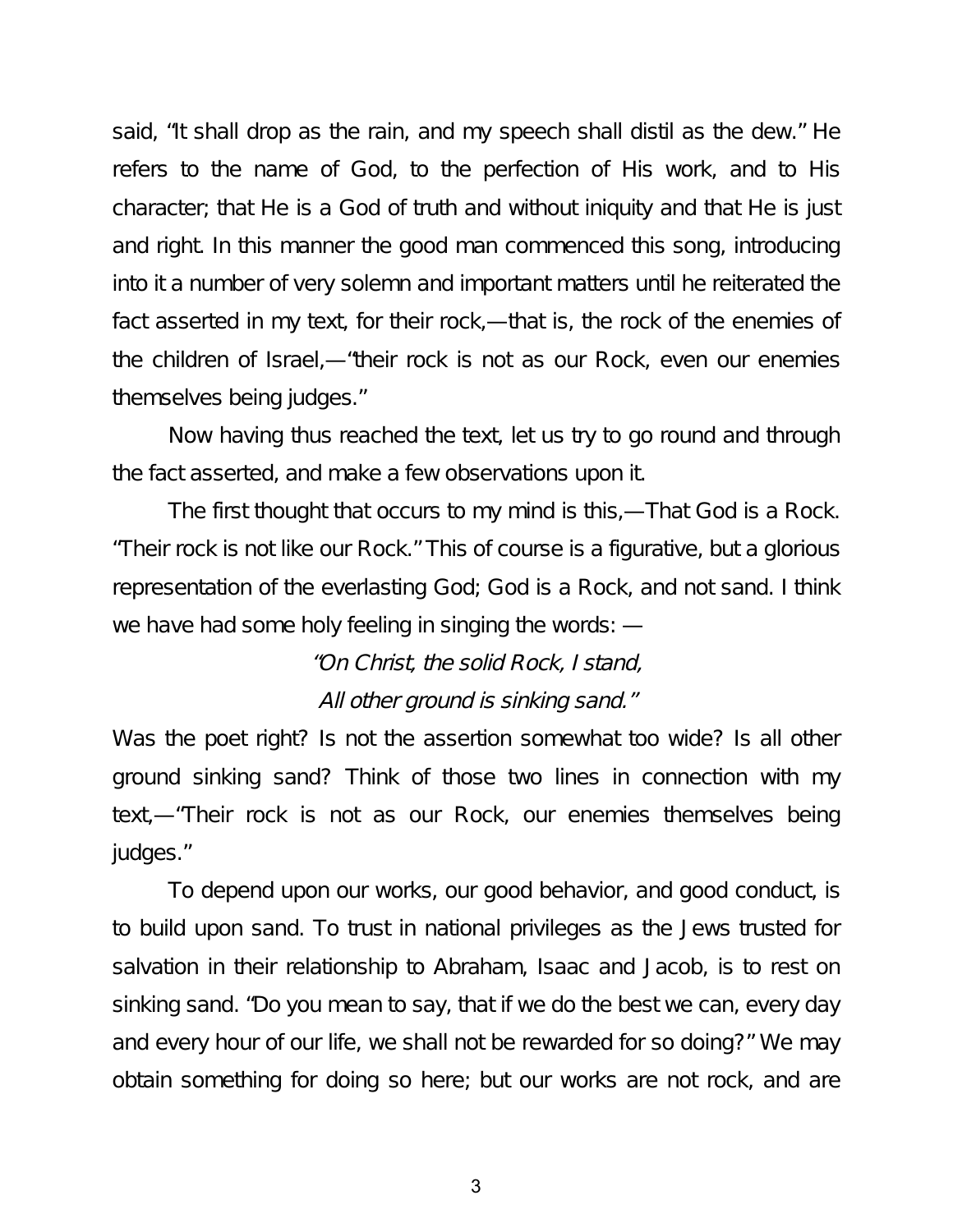said, "It shall drop as the rain, and my speech shall distil as the dew." He refers to the name of God, to the perfection of His work, and to His character; that He is a God of truth and without iniquity and that He is just and right. In this manner the good man commenced this song, introducing into it a number of very solemn and important matters until he reiterated the fact asserted in my text, for their rock,—that is, the rock of the enemies of the children of Israel,—"their rock is not as our Rock, even our enemies themselves being judges."

Now having thus reached the text, let us try to go round and through the fact asserted, and make a few observations upon it.

The first thought that occurs to my mind is this,—That God is a Rock. "Their rock is not like our Rock." This of course is a figurative, but a glorious representation of the everlasting God; God is a Rock, and not sand. I think we have had some holy feeling in singing the words: —

*"On Christ, the solid Rock, I stand,*
*All other ground is sinking sand."*

Was the poet right? Is not the assertion somewhat too wide? Is all other ground sinking sand? Think of those two lines in connection with my text,—"Their rock is not as our Rock, our enemies themselves being judges."

To depend upon our works, our good behavior, and good conduct, is to build upon sand. To trust in national privileges as the Jews trusted for salvation in their relationship to Abraham, Isaac and Jacob, is to rest on sinking sand. "Do you mean to say, that if we do the best we can, every day and every hour of our life, we shall not be rewarded for so doing?" We may obtain something for doing so here; but our works are not rock, and are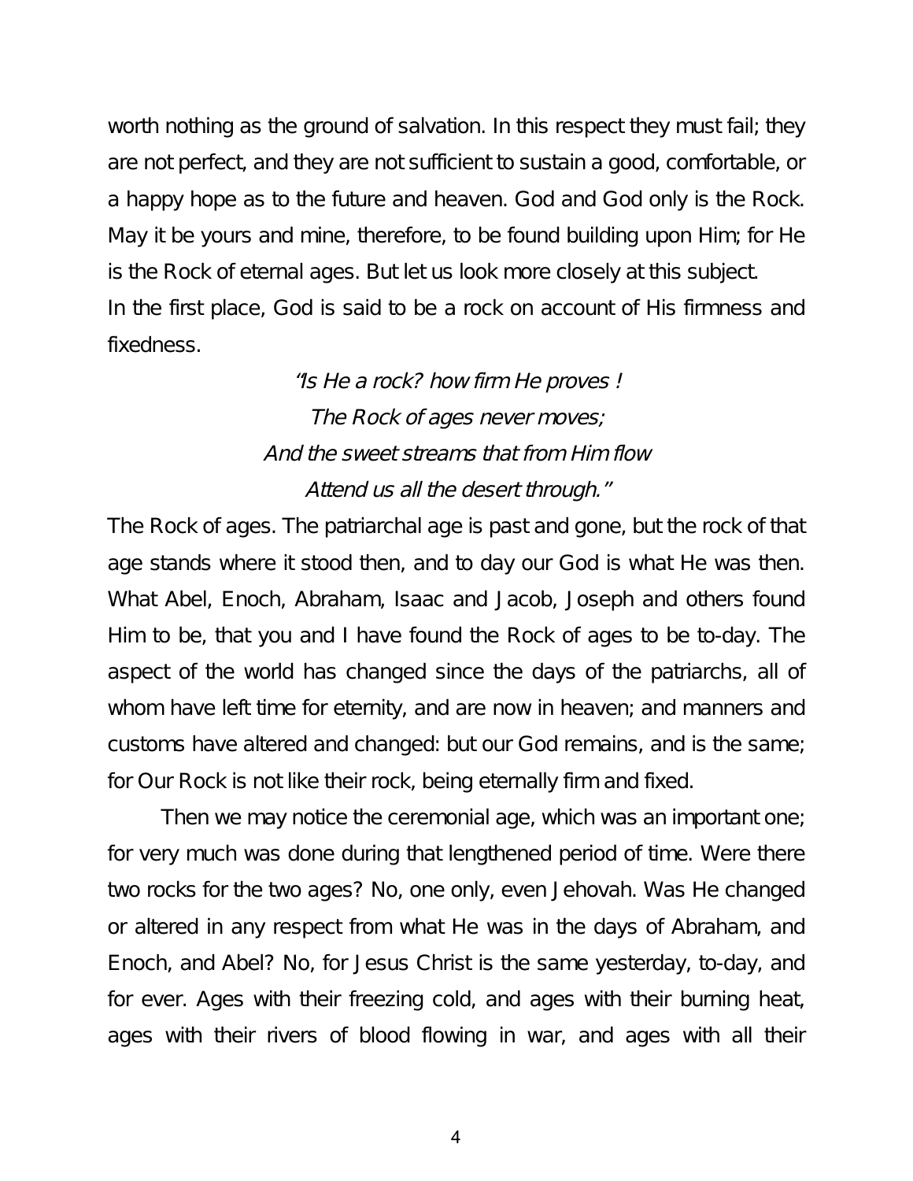worth nothing as the ground of salvation. In this respect they must fail; they are not perfect, and they are not sufficient to sustain a good, comfortable, or a happy hope as to the future and heaven. God and God only is the Rock. May it be yours and mine, therefore, to be found building upon Him; for He is the Rock of eternal ages. But let us look more closely at this subject.

In the first place, God is said to be a rock on account of His firmness and fixedness.

*"Is He a rock? how firm He proves !*
*The Rock of ages never moves;*
*And the sweet streams that from Him flow*
*Attend us all the desert through."*

The Rock of ages. The patriarchal age is past and gone, but the rock of that age stands where it stood then, and to day our God is what He was then. What Abel, Enoch, Abraham, Isaac and Jacob, Joseph and others found Him to be, that you and I have found the Rock of ages to be to-day. The aspect of the world has changed since the days of the patriarchs, all of whom have left time for eternity, and are now in heaven; and manners and customs have altered and changed: but our God remains, and is the same; for Our Rock is not like their rock, being eternally firm and fixed.

Then we may notice the ceremonial age, which was an important one; for very much was done during that lengthened period of time. Were there two rocks for the two ages? No, one only, even Jehovah. Was He changed or altered in any respect from what He was in the days of Abraham, and Enoch, and Abel? No, for Jesus Christ is the same yesterday, to-day, and for ever. Ages with their freezing cold, and ages with their burning heat, ages with their rivers of blood flowing in war, and ages with all their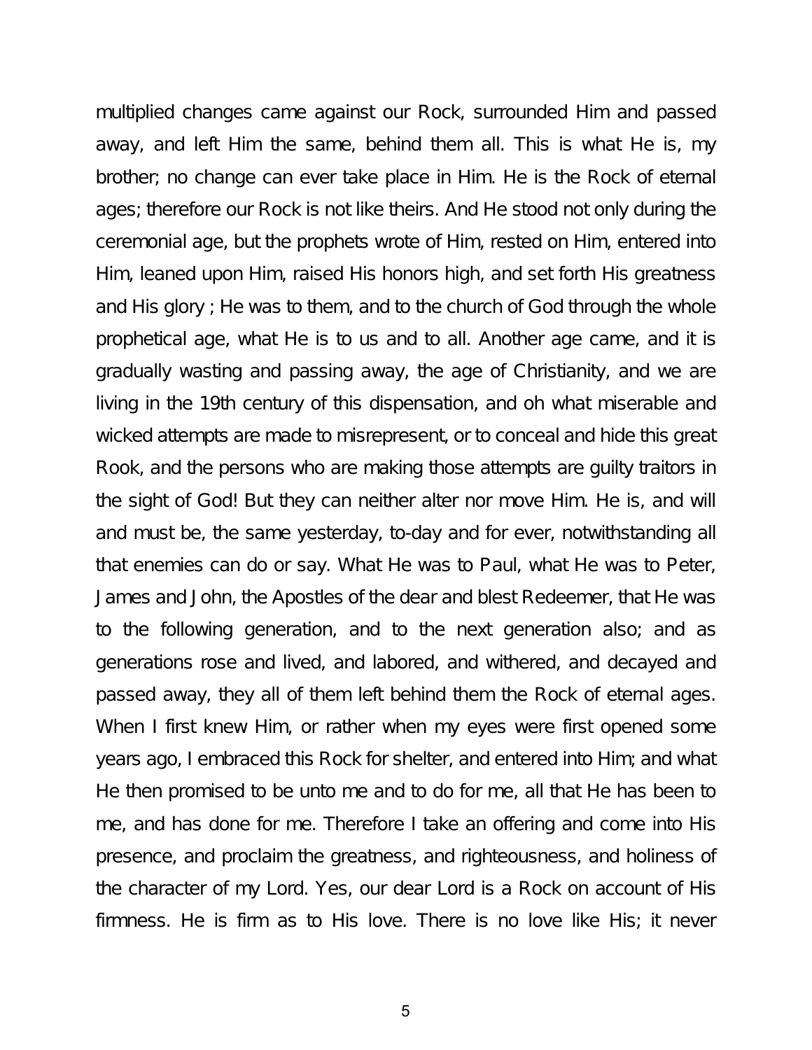multiplied changes came against our Rock, surrounded Him and passed away, and left Him the same, behind them all. This is what He is, my brother; no change can ever take place in Him. He is the Rock of eternal ages; therefore our Rock is not like theirs. And He stood not only during the ceremonial age, but the prophets wrote of Him, rested on Him, entered into Him, leaned upon Him, raised His honors high, and set forth His greatness and His glory ; He was to them, and to the church of God through the whole prophetical age, what He is to us and to all. Another age came, and it is gradually wasting and passing away, the age of Christianity, and we are living in the 19th century of this dispensation, and oh what miserable and wicked attempts are made to misrepresent, or to conceal and hide this great Rook, and the persons who are making those attempts are guilty traitors in the sight of God! But they can neither alter nor move Him. He is, and will and must be, the same yesterday, to-day and for ever, notwithstanding all that enemies can do or say. What He was to Paul, what He was to Peter, James and John, the Apostles of the dear and blest Redeemer, that He was to the following generation, and to the next generation also; and as generations rose and lived, and labored, and withered, and decayed and passed away, they all of them left behind them the Rock of eternal ages. When I first knew Him, or rather when my eyes were first opened some years ago, I embraced this Rock for shelter, and entered into Him; and what He then promised to be unto me and to do for me, all that He has been to me, and has done for me. Therefore I take an offering and come into His presence, and proclaim the greatness, and righteousness, and holiness of the character of my Lord. Yes, our dear Lord is a Rock on account of His firmness. He is firm as to His love. There is no love like His; it never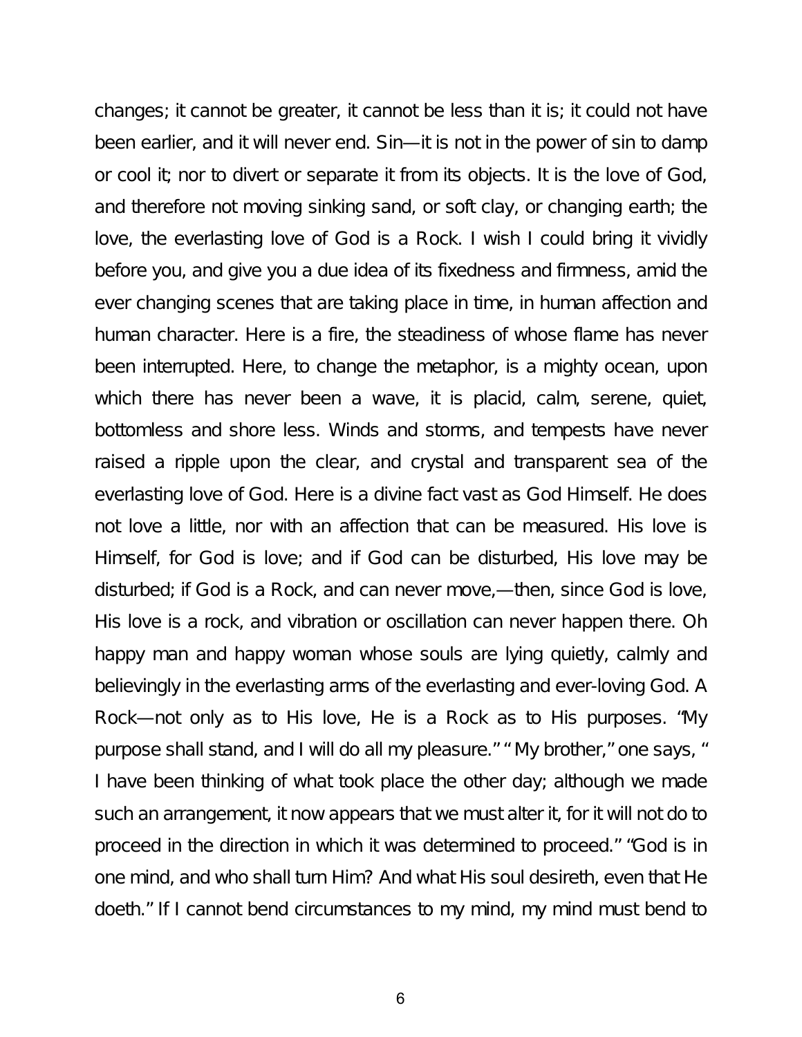changes; it cannot be greater, it cannot be less than it is; it could not have been earlier, and it will never end. Sin—it is not in the power of sin to damp or cool it; nor to divert or separate it from its objects. It is the love of God, and therefore not moving sinking sand, or soft clay, or changing earth; the love, the everlasting love of God is a Rock. I wish I could bring it vividly before you, and give you a due idea of its fixedness and firmness, amid the ever changing scenes that are taking place in time, in human affection and human character. Here is a fire, the steadiness of whose flame has never been interrupted. Here, to change the metaphor, is a mighty ocean, upon which there has never been a wave, it is placid, calm, serene, quiet, bottomless and shore less. Winds and storms, and tempests have never raised a ripple upon the clear, and crystal and transparent sea of the everlasting love of God. Here is a divine fact vast as God Himself. He does not love a little, nor with an affection that can be measured. His love is Himself, for God is love; and if God can be disturbed, His love may be disturbed; if God is a Rock, and can never move,—then, since God is love, His love is a rock, and vibration or oscillation can never happen there. Oh happy man and happy woman whose souls are lying quietly, calmly and believingly in the everlasting arms of the everlasting and ever-loving God. A Rock—not only as to His love, He is a Rock as to His purposes. "My purpose shall stand, and I will do all my pleasure." "My brother," one says, "I have been thinking of what took place the other day; although we made such an arrangement, it now appears that we must alter it, for it will not do to proceed in the direction in which it was determined to proceed." "God is in one mind, and who shall turn Him? And what His soul desireth, even that He doeth." If I cannot bend circumstances to my mind, my mind must bend to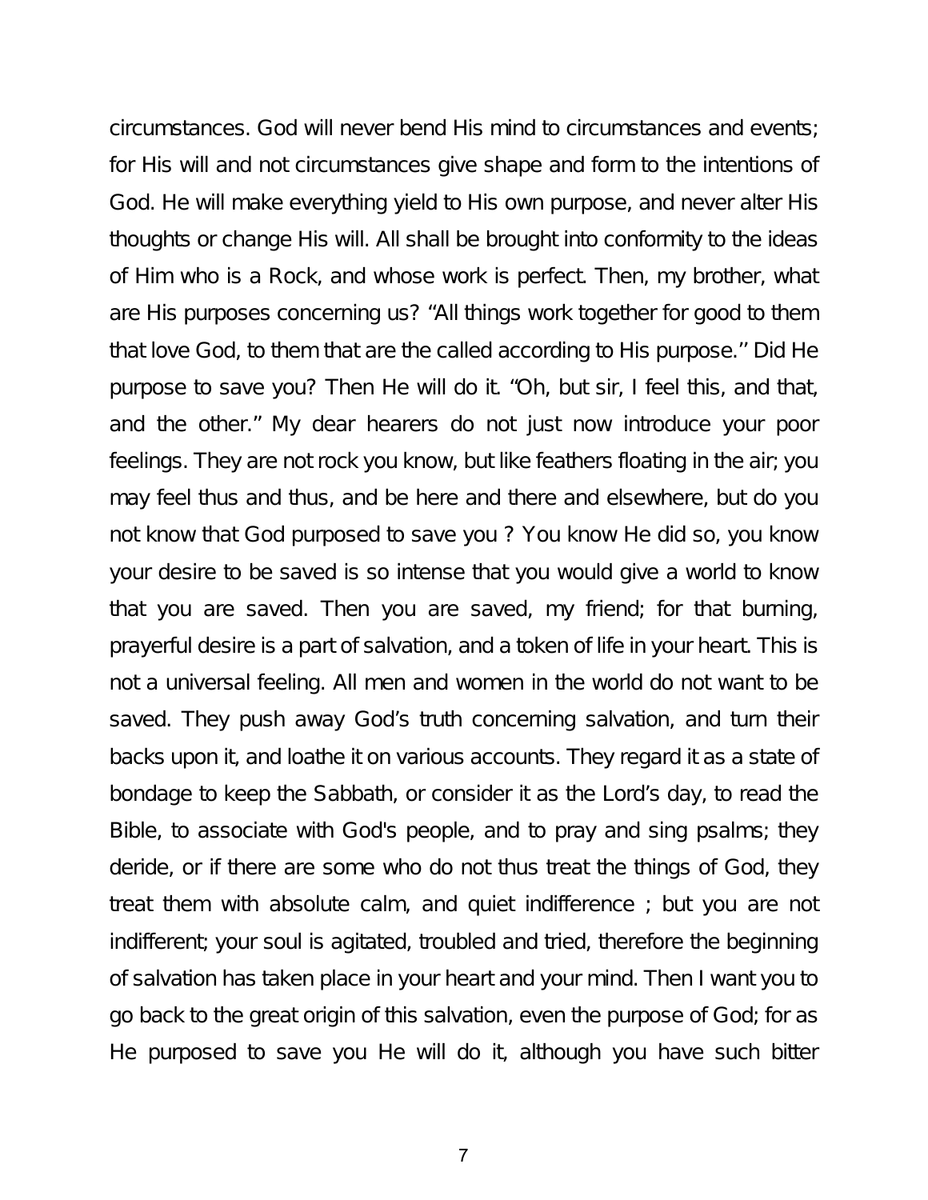circumstances. God will never bend His mind to circumstances and events; for His will and not circumstances give shape and form to the intentions of God. He will make everything yield to His own purpose, and never alter His thoughts or change His will. All shall be brought into conformity to the ideas of Him who is a Rock, and whose work is perfect. Then, my brother, what are His purposes concerning us? "All things work together for good to them that love God, to them that are the called according to His purpose.'' Did He purpose to save you? Then He will do it. "Oh, but sir, I feel this, and that, and the other." My dear hearers do not just now introduce your poor feelings. They are not rock you know, but like feathers floating in the air; you may feel thus and thus, and be here and there and elsewhere, but do you not know that God purposed to save you ? You know He did so, you know your desire to be saved is so intense that you would give a world to know that you are saved. Then you are saved, my friend; for that burning, prayerful desire is a part of salvation, and a token of life in your heart. This is not a universal feeling. All men and women in the world do not want to be saved. They push away God's truth concerning salvation, and turn their backs upon it, and loathe it on various accounts. They regard it as a state of bondage to keep the Sabbath, or consider it as the Lord's day, to read the Bible, to associate with God's people, and to pray and sing psalms; they deride, or if there are some who do not thus treat the things of God, they treat them with absolute calm, and quiet indifference ; but you are not indifferent; your soul is agitated, troubled and tried, therefore the beginning of salvation has taken place in your heart and your mind. Then I want you to go back to the great origin of this salvation, even the purpose of God; for as He purposed to save you He will do it, although you have such bitter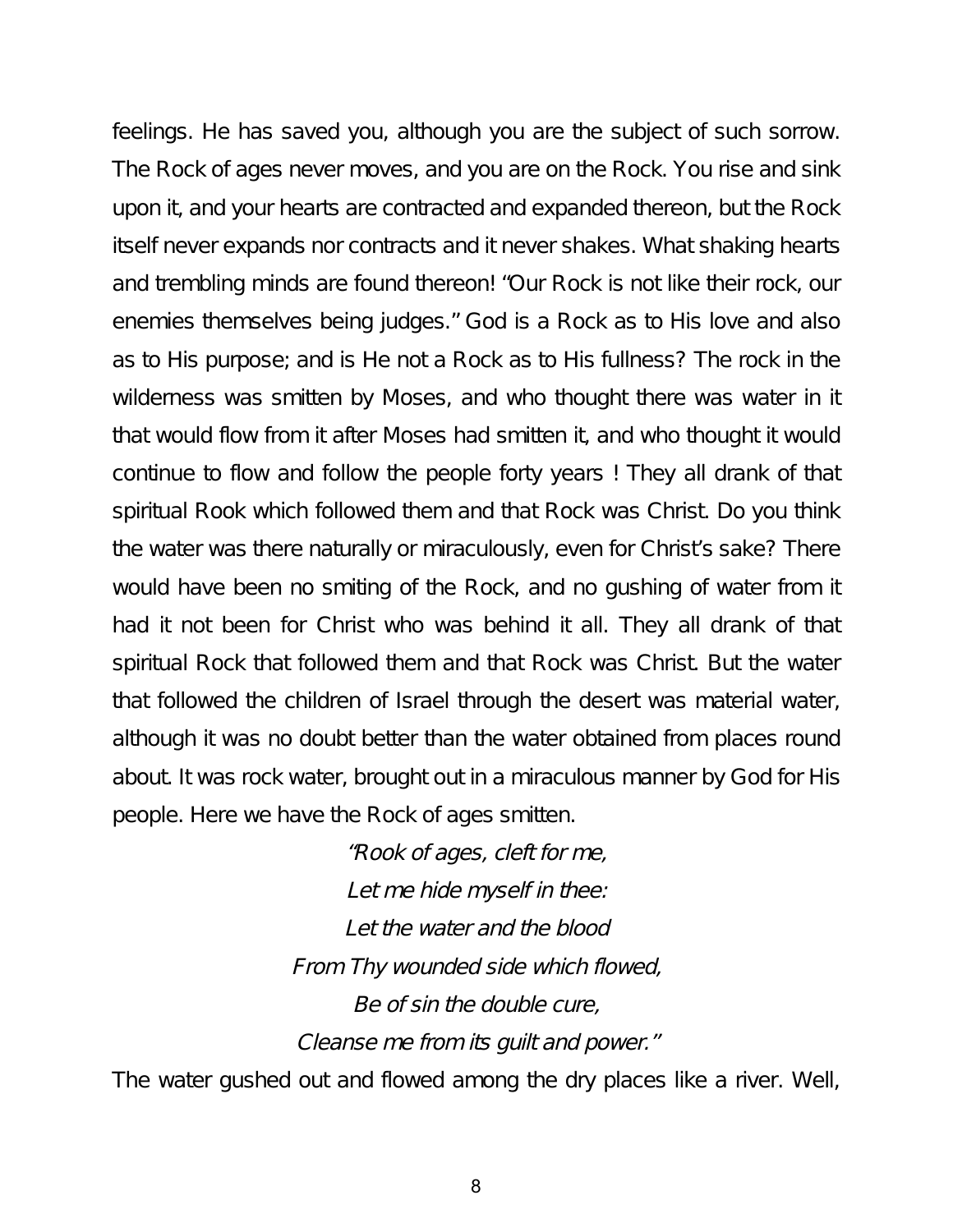feelings. He has saved you, although you are the subject of such sorrow. The Rock of ages never moves, and you are on the Rock. You rise and sink upon it, and your hearts are contracted and expanded thereon, but the Rock itself never expands nor contracts and it never shakes. What shaking hearts and trembling minds are found thereon! "Our Rock is not like their rock, our enemies themselves being judges." God is a Rock as to His love and also as to His purpose; and is He not a Rock as to His fullness? The rock in the wilderness was smitten by Moses, and who thought there was water in it that would flow from it after Moses had smitten it, and who thought it would continue to flow and follow the people forty years ! They all drank of that spiritual Rook which followed them and that Rock was Christ. Do you think the water was there naturally or miraculously, even for Christ's sake? There would have been no smiting of the Rock, and no gushing of water from it had it not been for Christ who was behind it all. They all drank of that spiritual Rock that followed them and that Rock was Christ. But the water that followed the children of Israel through the desert was material water, although it was no doubt better than the water obtained from places round about. It was rock water, brought out in a miraculous manner by God for His people. Here we have the Rock of ages smitten.

*"Rook of ages, cleft for me,*  
*Let me hide myself in thee:*  
*Let the water and the blood*  
*From Thy wounded side which flowed,*  
*Be of sin the double cure,*  
*Cleanse me from its guilt and power."*

The water gushed out and flowed among the dry places like a river. Well,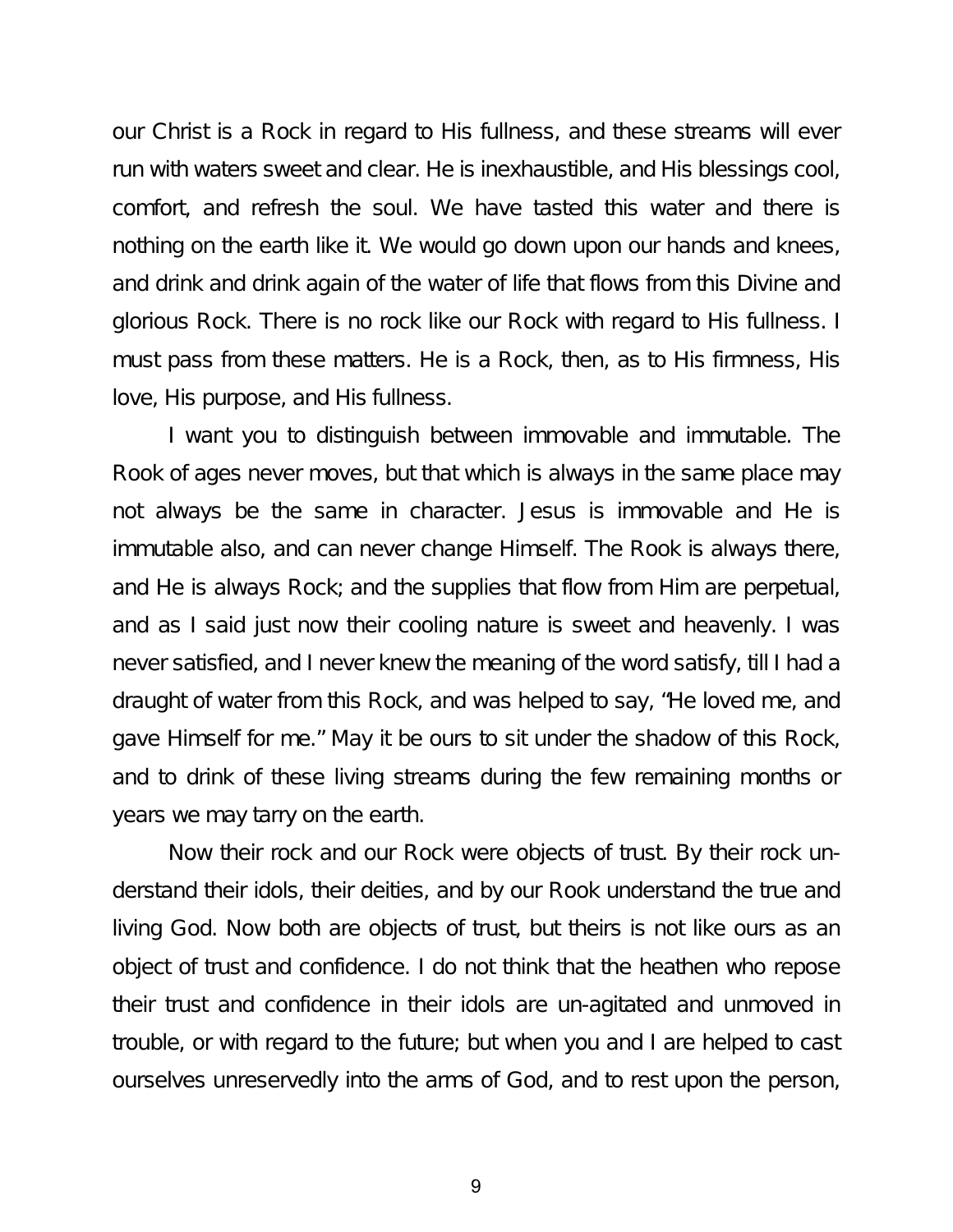our Christ is a Rock in regard to His fullness, and these streams will ever run with waters sweet and clear. He is inexhaustible, and His blessings cool, comfort, and refresh the soul. We have tasted this water and there is nothing on the earth like it. We would go down upon our hands and knees, and drink and drink again of the water of life that flows from this Divine and glorious Rock. There is no rock like our Rock with regard to His fullness. I must pass from these matters. He is a Rock, then, as to His firmness, His love, His purpose, and His fullness.

I want you to distinguish between immovable and immutable. The Rook of ages never moves, but that which is always in the same place may not always be the same in character. Jesus is immovable and He is immutable also, and can never change Himself. The Rook is always there, and He is always Rock; and the supplies that flow from Him are perpetual, and as I said just now their cooling nature is sweet and heavenly. I was never satisfied, and I never knew the meaning of the word satisfy, till I had a draught of water from this Rock, and was helped to say, "He loved me, and gave Himself for me." May it be ours to sit under the shadow of this Rock, and to drink of these living streams during the few remaining months or years we may tarry on the earth.

Now their rock and our Rock were objects of trust. By their rock understand their idols, their deities, and by our Rook understand the true and living God. Now both are objects of trust, but theirs is not like ours as an object of trust and confidence. I do not think that the heathen who repose their trust and confidence in their idols are un-agitated and unmoved in trouble, or with regard to the future; but when you and I are helped to cast ourselves unreservedly into the arms of God, and to rest upon the person,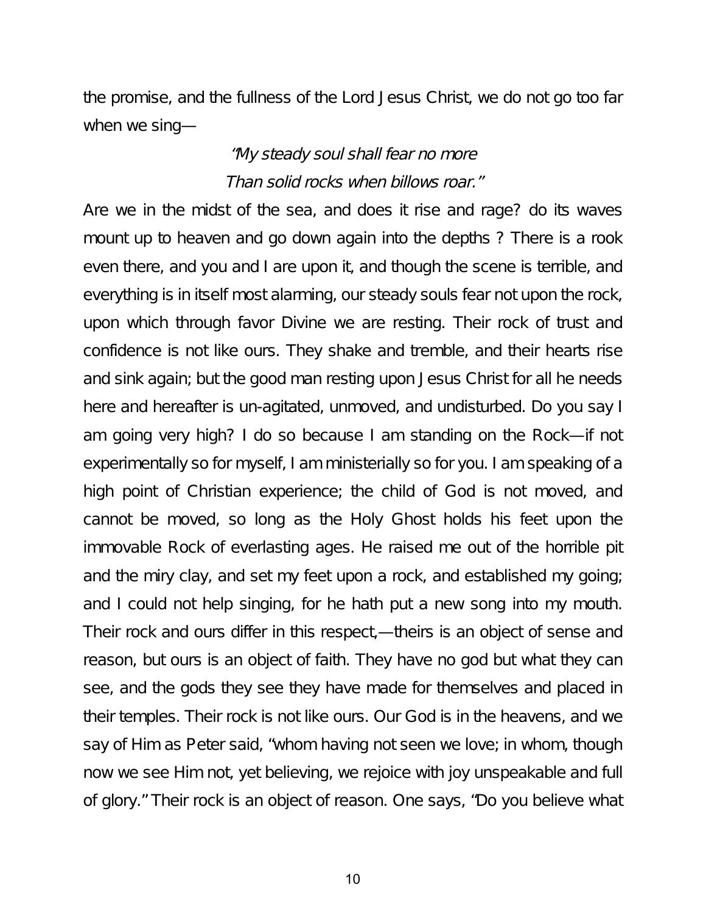the promise, and the fullness of the Lord Jesus Christ, we do not go too far when we sing—

*"My steady soul shall fear no more*
*Than solid rocks when billows roar."*

Are we in the midst of the sea, and does it rise and rage? do its waves mount up to heaven and go down again into the depths ? There is a rook even there, and you and I are upon it, and though the scene is terrible, and everything is in itself most alarming, our steady souls fear not upon the rock, upon which through favor Divine we are resting. Their rock of trust and confidence is not like ours. They shake and tremble, and their hearts rise and sink again; but the good man resting upon Jesus Christ for all he needs here and hereafter is un-agitated, unmoved, and undisturbed. Do you say I am going very high? I do so because I am standing on the Rock—if not experimentally so for myself, I am ministerially so for you. I am speaking of a high point of Christian experience; the child of God is not moved, and cannot be moved, so long as the Holy Ghost holds his feet upon the immovable Rock of everlasting ages. He raised me out of the horrible pit and the miry clay, and set my feet upon a rock, and established my going; and I could not help singing, for he hath put a new song into my mouth. Their rock and ours differ in this respect,—theirs is an object of sense and reason, but ours is an object of faith. They have no god but what they can see, and the gods they see they have made for themselves and placed in their temples. Their rock is not like ours. Our God is in the heavens, and we say of Him as Peter said, "whom having not seen we love; in whom, though now we see Him not, yet believing, we rejoice with joy unspeakable and full of glory." Their rock is an object of reason. One says, "Do you believe what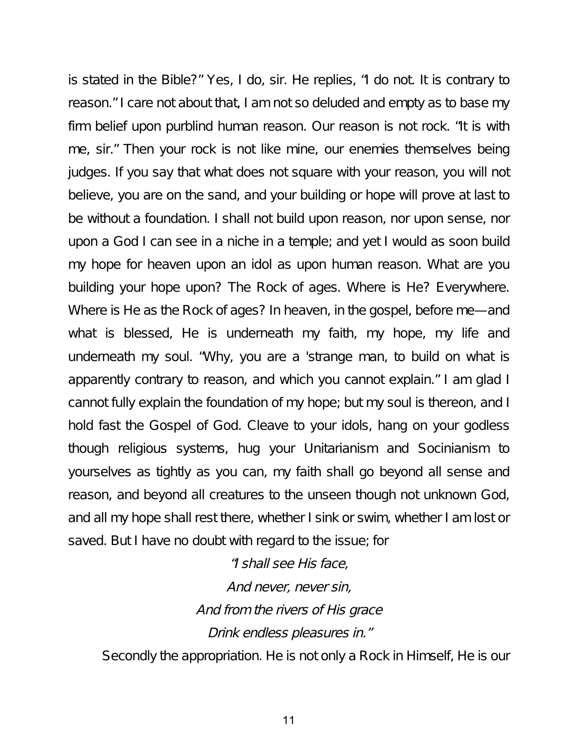is stated in the Bible?" Yes, I do, sir. He replies, "I do not. It is contrary to reason." I care not about that, I am not so deluded and empty as to base my firm belief upon purblind human reason. Our reason is not rock. "It is with me, sir." Then your rock is not like mine, our enemies themselves being judges. If you say that what does not square with your reason, you will not believe, you are on the sand, and your building or hope will prove at last to be without a foundation. I shall not build upon reason, nor upon sense, nor upon a God I can see in a niche in a temple; and yet I would as soon build my hope for heaven upon an idol as upon human reason. What are you building your hope upon? The Rock of ages. Where is He? Everywhere. Where is He as the Rock of ages? In heaven, in the gospel, before me—and what is blessed, He is underneath my faith, my hope, my life and underneath my soul. "Why, you are a 'strange man, to build on what is apparently contrary to reason, and which you cannot explain." I am glad I cannot fully explain the foundation of my hope; but my soul is thereon, and I hold fast the Gospel of God. Cleave to your idols, hang on your godless though religious systems, hug your Unitarianism and Socinianism to yourselves as tightly as you can, my faith shall go beyond all sense and reason, and beyond all creatures to the unseen though not unknown God, and all my hope shall rest there, whether I sink or swim, whether I am lost or saved. But I have no doubt with regard to the issue; for

*"I shall see His face,*
*And never, never sin,*
*And from the rivers of His grace*
*Drink endless pleasures in."*

Secondly the appropriation. He is not only a Rock in Himself, He is our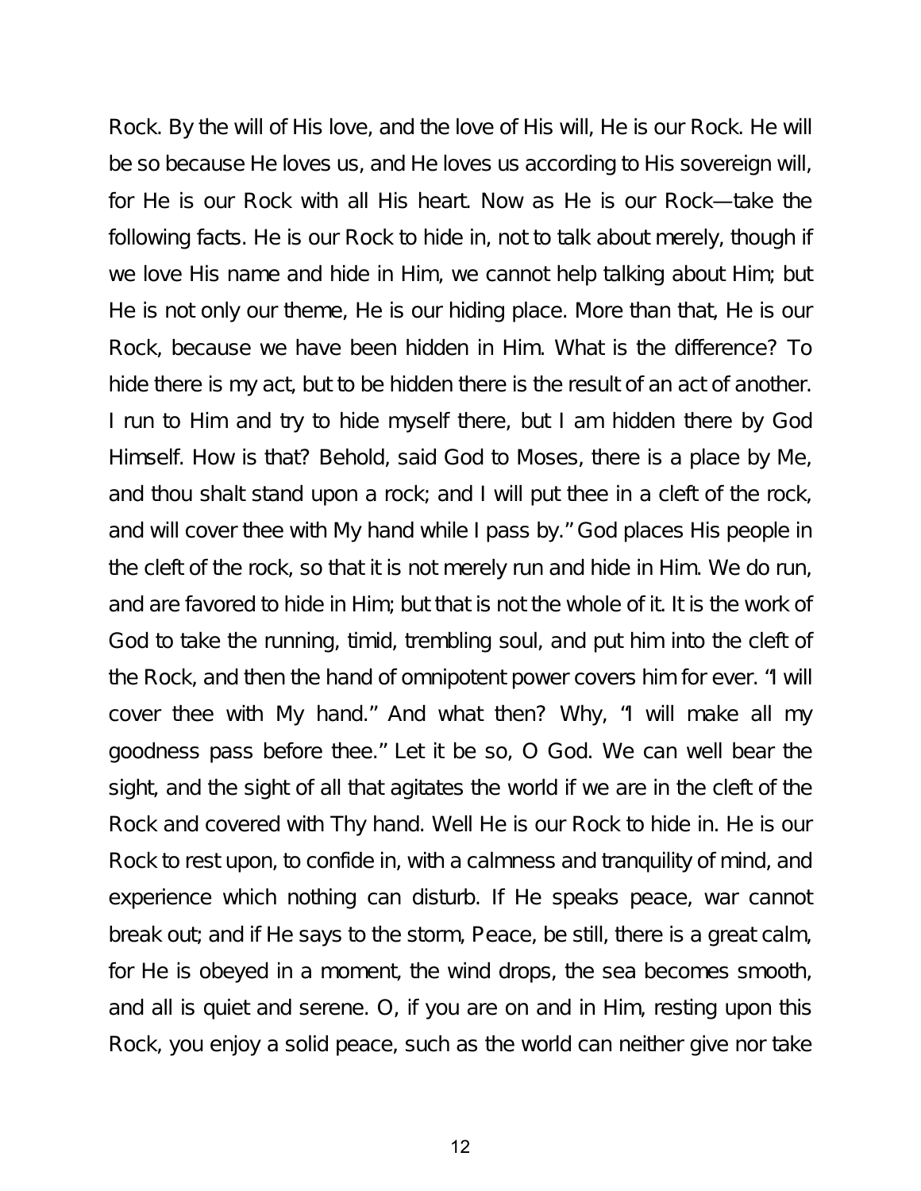Rock. By the will of His love, and the love of His will, He is our Rock. He will be so because He loves us, and He loves us according to His sovereign will, for He is our Rock with all His heart. Now as He is our Rock—take the following facts. He is our Rock to hide in, not to talk about merely, though if we love His name and hide in Him, we cannot help talking about Him; but He is not only our theme, He is our hiding place. More than that, He is our Rock, because we have been hidden in Him. What is the difference? To hide there is my act, but to be hidden there is the result of an act of another. I run to Him and try to hide myself there, but I am hidden there by God Himself. How is that? Behold, said God to Moses, there is a place by Me, and thou shalt stand upon a rock; and I will put thee in a cleft of the rock, and will cover thee with My hand while I pass by." God places His people in the cleft of the rock, so that it is not merely run and hide in Him. We do run, and are favored to hide in Him; but that is not the whole of it. It is the work of God to take the running, timid, trembling soul, and put him into the cleft of the Rock, and then the hand of omnipotent power covers him for ever. "I will cover thee with My hand." And what then? Why, "I will make all my goodness pass before thee." Let it be so, O God. We can well bear the sight, and the sight of all that agitates the world if we are in the cleft of the Rock and covered with Thy hand. Well He is our Rock to hide in. He is our Rock to rest upon, to confide in, with a calmness and tranquility of mind, and experience which nothing can disturb. If He speaks peace, war cannot break out; and if He says to the storm, Peace, be still, there is a great calm, for He is obeyed in a moment, the wind drops, the sea becomes smooth, and all is quiet and serene. O, if you are on and in Him, resting upon this Rock, you enjoy a solid peace, such as the world can neither give nor take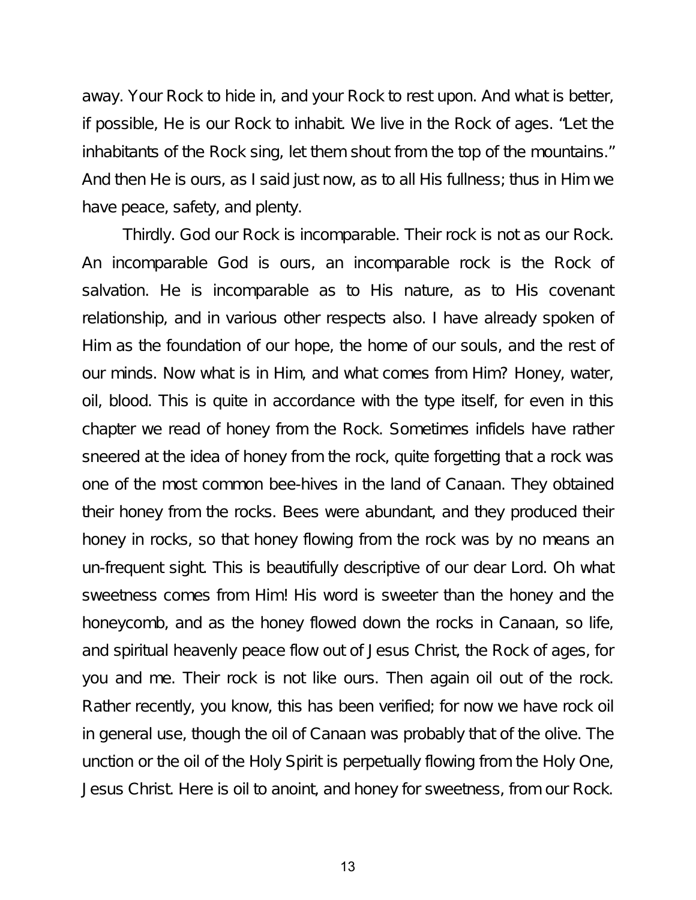away. Your Rock to hide in, and your Rock to rest upon. And what is better, if possible, He is our Rock to inhabit. We live in the Rock of ages. "Let the inhabitants of the Rock sing, let them shout from the top of the mountains." And then He is ours, as I said just now, as to all His fullness; thus in Him we have peace, safety, and plenty.

Thirdly. God our Rock is incomparable. Their rock is not as our Rock. An incomparable God is ours, an incomparable rock is the Rock of salvation. He is incomparable as to His nature, as to His covenant relationship, and in various other respects also. I have already spoken of Him as the foundation of our hope, the home of our souls, and the rest of our minds. Now what is in Him, and what comes from Him? Honey, water, oil, blood. This is quite in accordance with the type itself, for even in this chapter we read of honey from the Rock. Sometimes infidels have rather sneered at the idea of honey from the rock, quite forgetting that a rock was one of the most common bee-hives in the land of Canaan. They obtained their honey from the rocks. Bees were abundant, and they produced their honey in rocks, so that honey flowing from the rock was by no means an un-frequent sight. This is beautifully descriptive of our dear Lord. Oh what sweetness comes from Him! His word is sweeter than the honey and the honeycomb, and as the honey flowed down the rocks in Canaan, so life, and spiritual heavenly peace flow out of Jesus Christ, the Rock of ages, for you and me. Their rock is not like ours. Then again oil out of the rock. Rather recently, you know, this has been verified; for now we have rock oil in general use, though the oil of Canaan was probably that of the olive. The unction or the oil of the Holy Spirit is perpetually flowing from the Holy One, Jesus Christ. Here is oil to anoint, and honey for sweetness, from our Rock.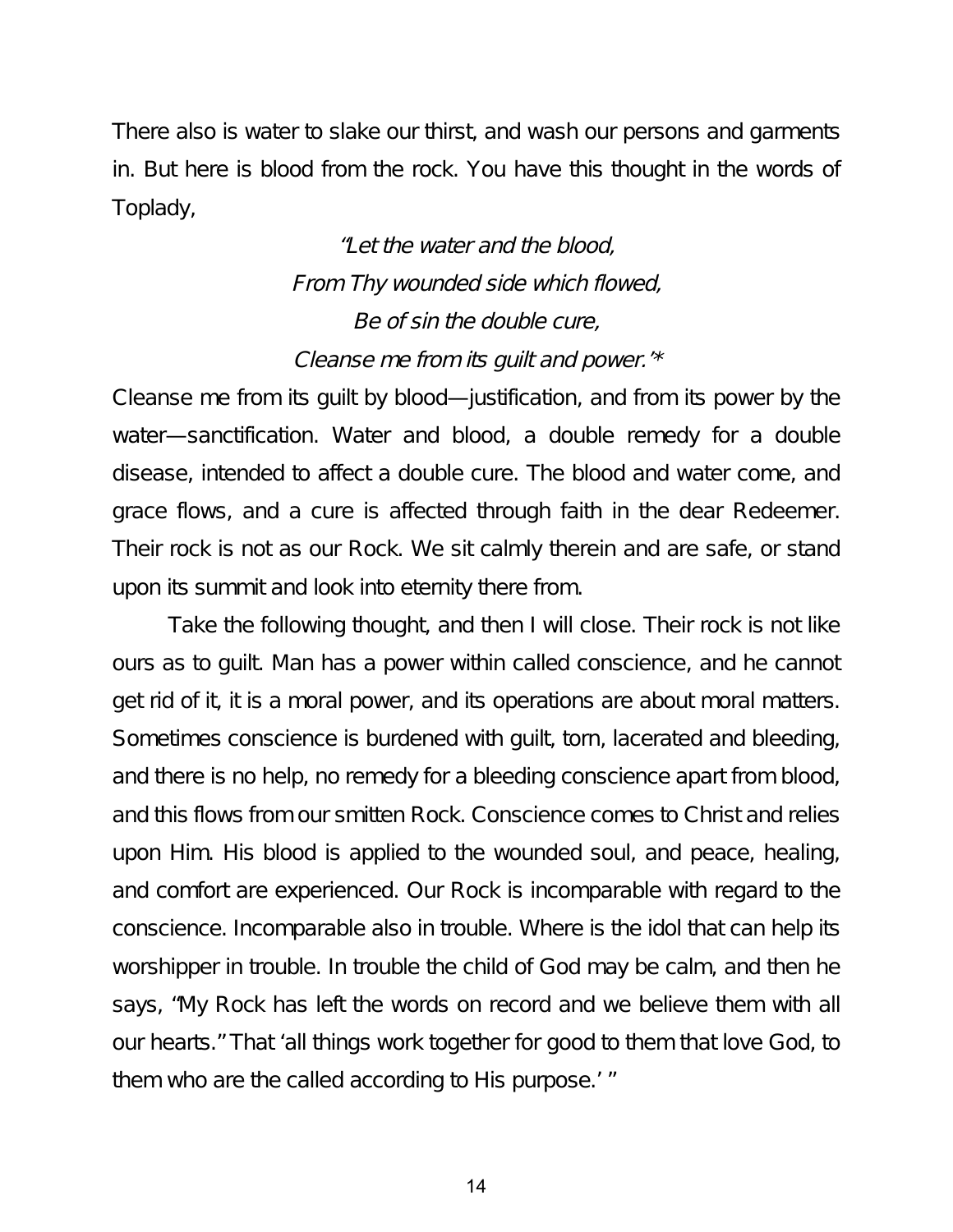There also is water to slake our thirst, and wash our persons and garments in. But here is blood from the rock. You have this thought in the words of Toplady,

*"Let the water and the blood,*
*From Thy wounded side which flowed,*
*Be of sin the double cure,*
*Cleanse me from its guilt and power."**

Cleanse me from its guilt by blood—justification, and from its power by the water—sanctification. Water and blood, a double remedy for a double disease, intended to affect a double cure. The blood and water come, and grace flows, and a cure is affected through faith in the dear Redeemer. Their rock is not as our Rock. We sit calmly therein and are safe, or stand upon its summit and look into eternity there from.

Take the following thought, and then I will close. Their rock is not like ours as to guilt. Man has a power within called conscience, and he cannot get rid of it, it is a moral power, and its operations are about moral matters. Sometimes conscience is burdened with guilt, torn, lacerated and bleeding, and there is no help, no remedy for a bleeding conscience apart from blood, and this flows from our smitten Rock. Conscience comes to Christ and relies upon Him. His blood is applied to the wounded soul, and peace, healing, and comfort are experienced. Our Rock is incomparable with regard to the conscience. Incomparable also in trouble. Where is the idol that can help its worshipper in trouble. In trouble the child of God may be calm, and then he says, "My Rock has left the words on record and we believe them with all our hearts." That 'all things work together for good to them that love God, to them who are the called according to His purpose.' "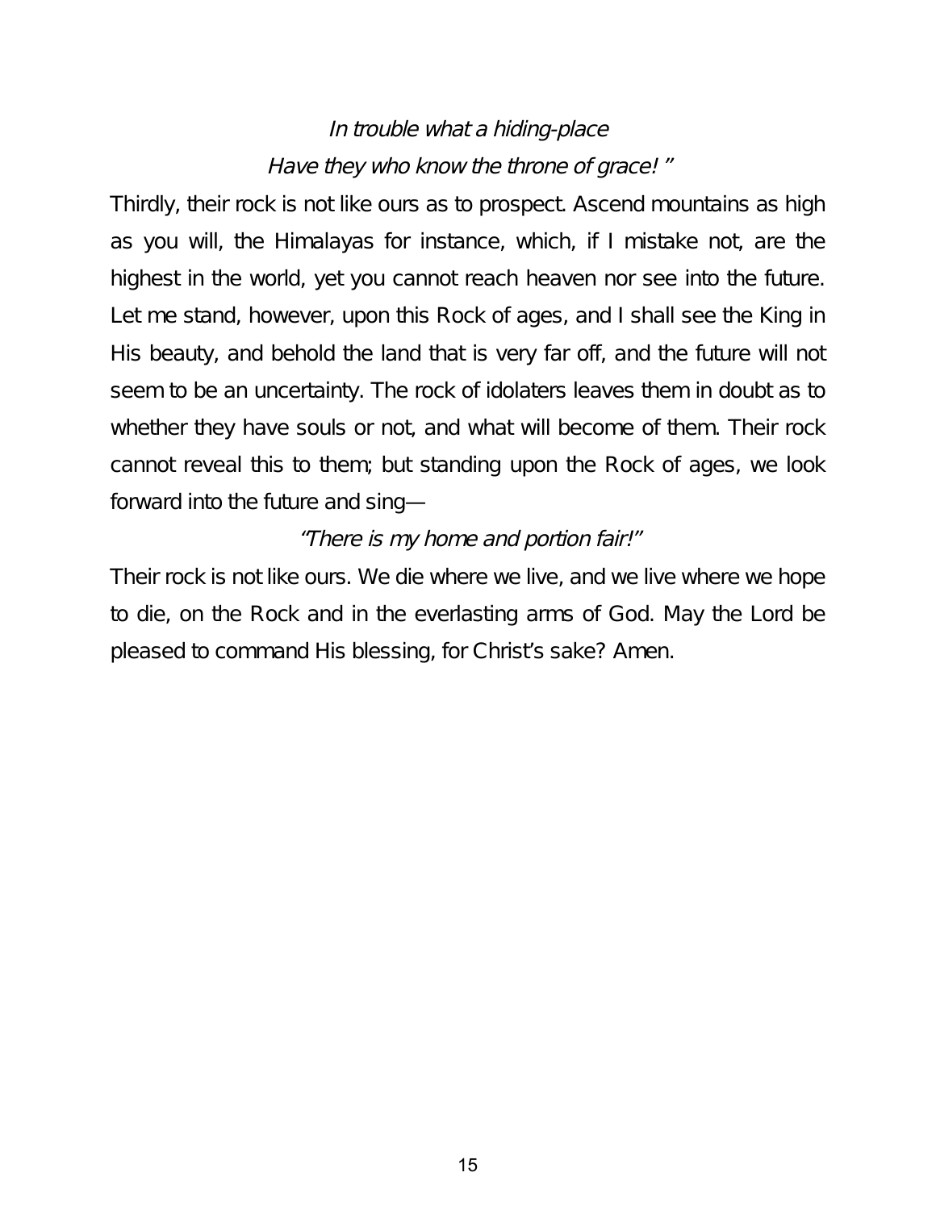*In trouble what a hiding-place*
*Have they who know the throne of grace! "*

Thirdly, their rock is not like ours as to prospect. Ascend mountains as high as you will, the Himalayas for instance, which, if I mistake not, are the highest in the world, yet you cannot reach heaven nor see into the future. Let me stand, however, upon this Rock of ages, and I shall see the King in His beauty, and behold the land that is very far off, and the future will not seem to be an uncertainty. The rock of idolaters leaves them in doubt as to whether they have souls or not, and what will become of them. Their rock cannot reveal this to them; but standing upon the Rock of ages, we look forward into the future and sing—

*"There is my home and portion fair!"*

Their rock is not like ours. We die where we live, and we live where we hope to die, on the Rock and in the everlasting arms of God. May the Lord be pleased to command His blessing, for Christ's sake? Amen.